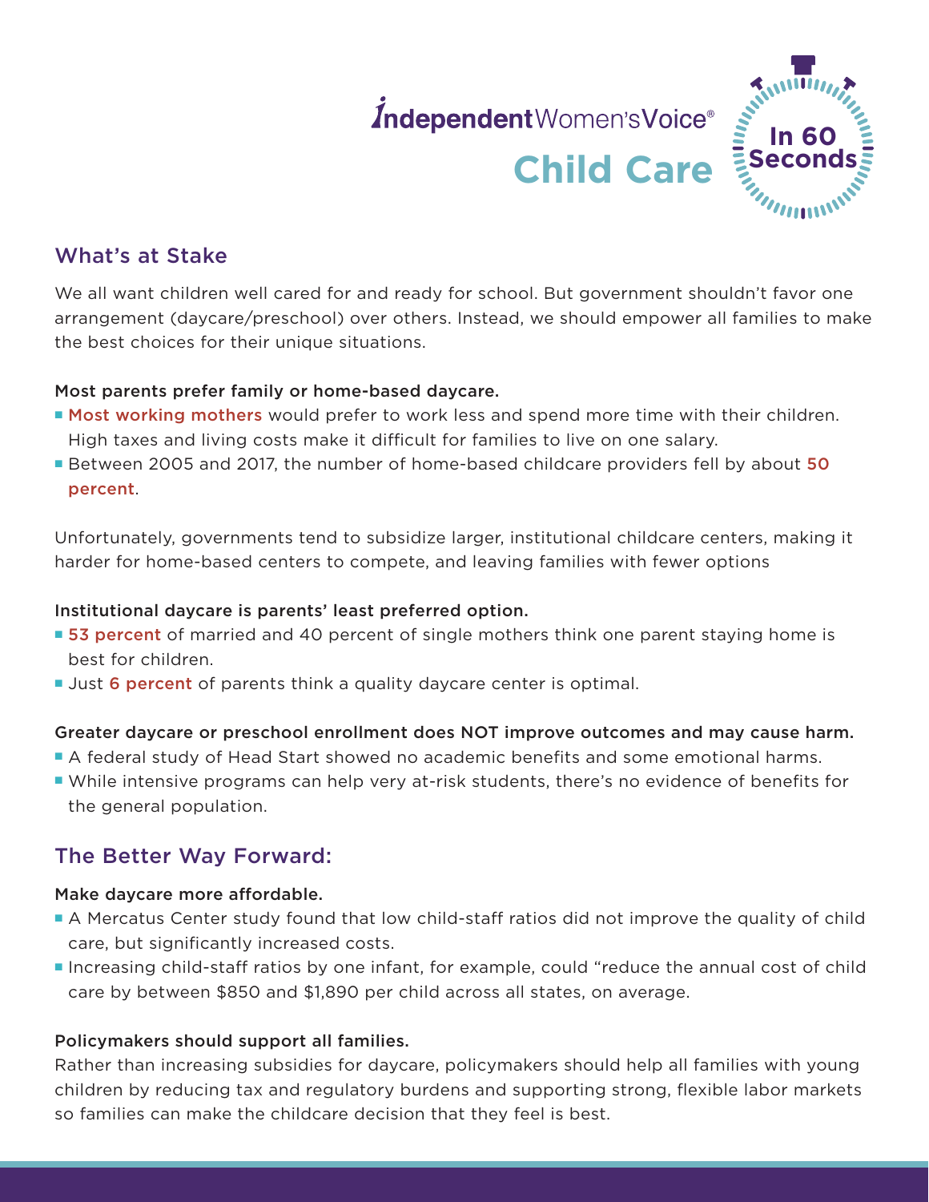Independent Women's Voice®

# Child Care

In 60 Seconds

## What's at Stake

We all want children well cared for and ready for school. But government shouldn't favor one arrangement (daycare/preschool) over others. Instead, we should empower all families to make the best choices for their unique situations.

### Most parents prefer family or home-based daycare.

- Most working mothers would prefer to work less and spend more time with their children. High taxes and living costs make it difficult for families to live on one salary.
- Between 2005 and 2017, the number of home-based childcare providers fell by about 50 percent.

Unfortunately, governments tend to subsidize larger, institutional childcare centers, making it harder for home-based centers to compete, and leaving families with fewer options

### Institutional daycare is parents' least preferred option.

- 53 percent of married and 40 percent of single mothers think one parent staying home is best for children.
- Just 6 percent of parents think a quality daycare center is optimal.

### Greater daycare or preschool enrollment does NOT improve outcomes and may cause harm.

- A federal study of Head Start showed no academic benefits and some emotional harms.
- While intensive programs can help very at-risk students, there's no evidence of benefits for the general population.

## The Better Way Forward:

### Make daycare more affordable.

- A Mercatus Center study found that low child-staff ratios did not improve the quality of child care, but significantly increased costs.
- Increasing child-staff ratios by one infant, for example, could "reduce the annual cost of child care by between $850 and $1,890 per child across all states, on average.

### Policymakers should support all families.

Rather than increasing subsidies for daycare, policymakers should help all families with young children by reducing tax and regulatory burdens and supporting strong, flexible labor markets so families can make the childcare decision that they feel is best.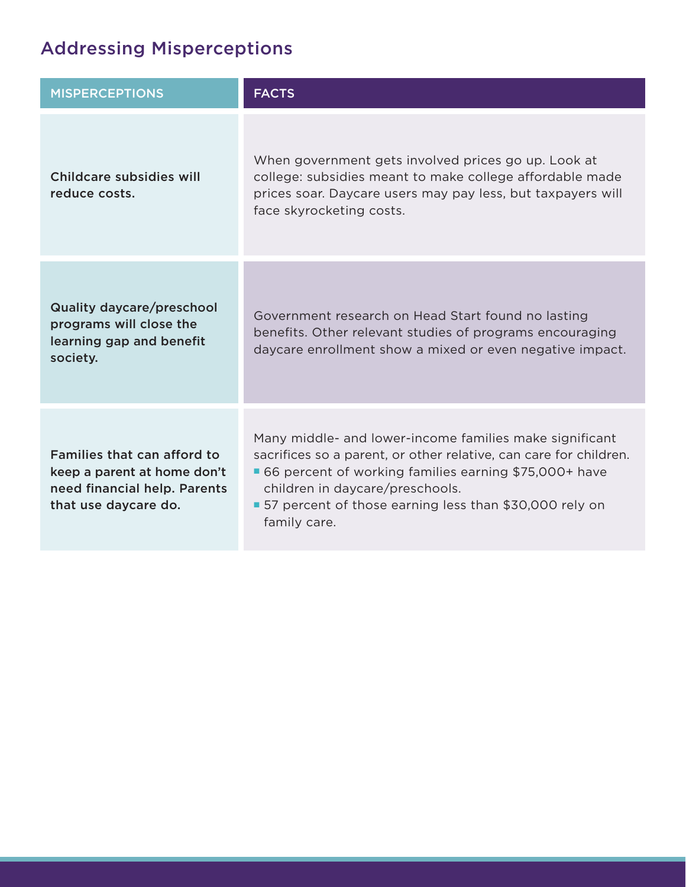## Addressing Misperceptions

| MISPERCEPTIONS | FACTS |
|---|---|
| **Childcare subsidies will reduce costs.** | When government gets involved prices go up. Look at college: subsidies meant to make college affordable made prices soar. Daycare users may pay less, but taxpayers will face skyrocketing costs. |
| **Quality daycare/preschool programs will close the learning gap and benefit society.** | Government research on Head Start found no lasting benefits. Other relevant studies of programs encouraging daycare enrollment show a mixed or even negative impact. |
| **Families that can afford to keep a parent at home don't need financial help. Parents that use daycare do.** | Many middle- and lower-income families make significant sacrifices so a parent, or other relative, can care for children. <br>▪ 66 percent of working families earning $75,000+ have children in daycare/preschools. <br>▪ 57 percent of those earning less than $30,000 rely on family care. |